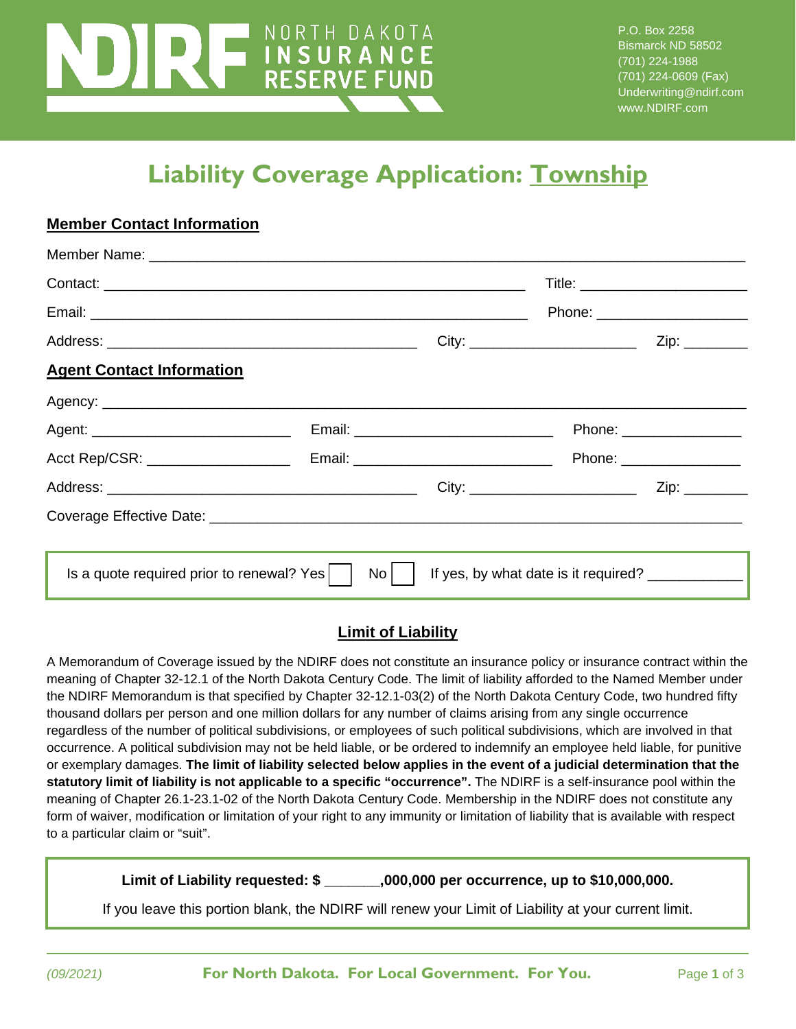NORTH DAKOTA INSURANCE RESERVE FUND

P.O. Box 2258
Bismarck ND 58502
(701) 224-1988
(701) 224-0609 (Fax)
Underwriting@ndirf.com
www.NDIRF.com

# Liability Coverage Application: Township

## Member Contact Information

Member Name: ______________________________________________________________________

Contact: ___________________________________________________ Title: ____________________

Email: _____________________________________________________ Phone: ___________________

Address: ____________________________________ City: ____________________ Zip: ________

## Agent Contact Information

Agency: _______________________________________________________________________________

Agent: ________________________ Email: ________________________ Phone: ______________

Acct Rep/CSR: __________________ Email: ________________________ Phone: ______________

Address: ____________________________________ City: ____________________ Zip: ________

Coverage Effective Date: ______________________________________________________________

Is a quote required prior to renewal? Yes ☐ No ☐ If yes, by what date is it required? ___________

## Limit of Liability

A Memorandum of Coverage issued by the NDIRF does not constitute an insurance policy or insurance contract within the meaning of Chapter 32-12.1 of the North Dakota Century Code. The limit of liability afforded to the Named Member under the NDIRF Memorandum is that specified by Chapter 32-12.1-03(2) of the North Dakota Century Code, two hundred fifty thousand dollars per person and one million dollars for any number of claims arising from any single occurrence regardless of the number of political subdivisions, or employees of such political subdivisions, which are involved in that occurrence. A political subdivision may not be held liable, or be ordered to indemnify an employee held liable, for punitive or exemplary damages. **The limit of liability selected below applies in the event of a judicial determination that the statutory limit of liability is not applicable to a specific "occurrence".** The NDIRF is a self-insurance pool within the meaning of Chapter 26.1-23.1-02 of the North Dakota Century Code. Membership in the NDIRF does not constitute any form of waiver, modification or limitation of your right to any immunity or limitation of liability that is available with respect to a particular claim or "suit".

**Limit of Liability requested: $ _______,000,000 per occurrence, up to $10,000,000.**

If you leave this portion blank, the NDIRF will renew your Limit of Liability at your current limit.

*(09/2021)* **For North Dakota. For Local Government. For You.**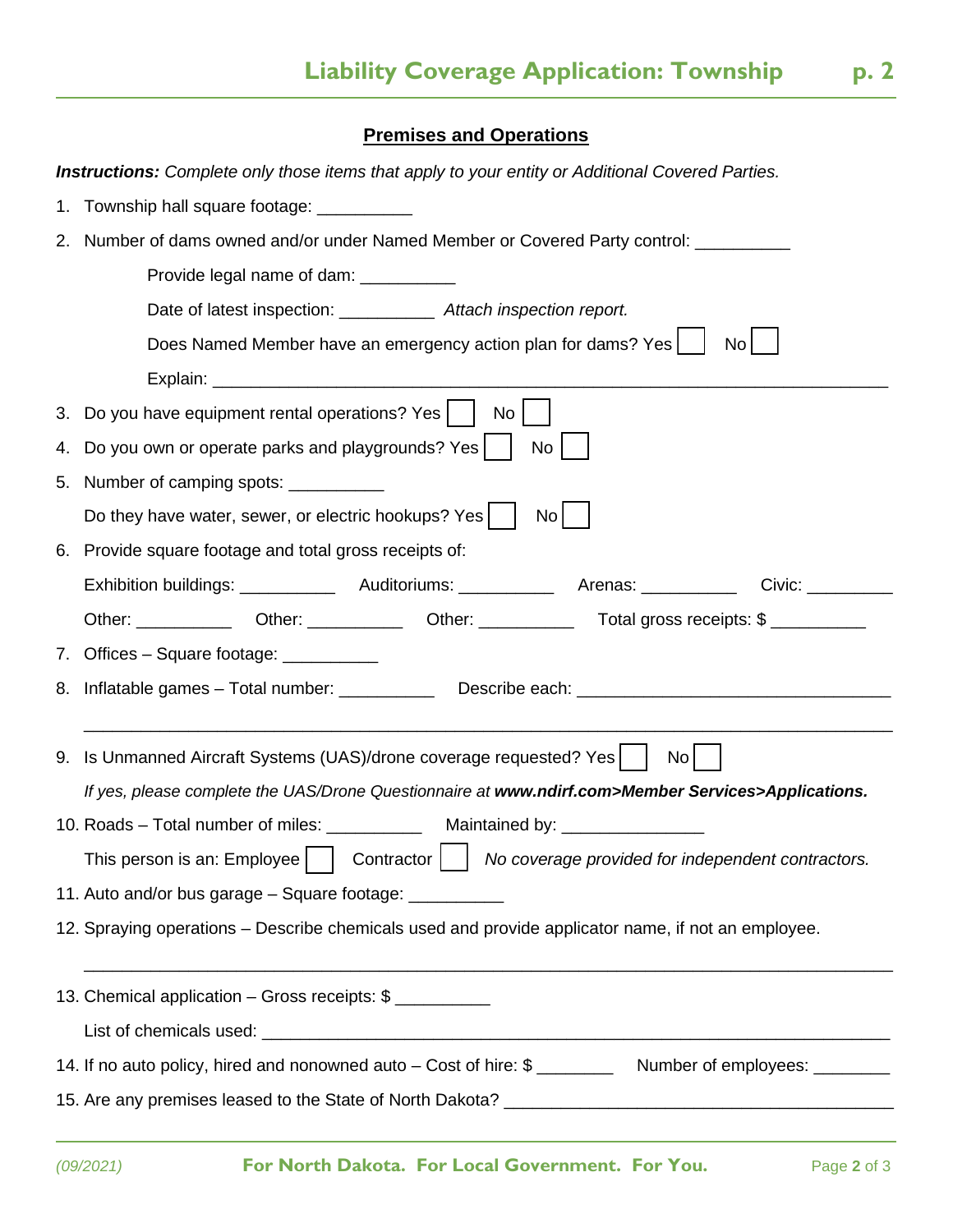## Premises and Operations

***Instructions:*** *Complete only those items that apply to your entity or Additional Covered Parties.*

1. Township hall square footage: __________
2. Number of dams owned and/or under Named Member or Covered Party control: __________

   Provide legal name of dam: __________

   Date of latest inspection: __________ *Attach inspection report.*

   Does Named Member have an emergency action plan for dams? Yes ☐ No ☐

   Explain: ______________________________________________________________________
3. Do you have equipment rental operations? Yes ☐ No ☐
4. Do you own or operate parks and playgrounds? Yes ☐ No ☐
5. Number of camping spots: __________

   Do they have water, sewer, or electric hookups? Yes ☐ No ☐
6. Provide square footage and total gross receipts of:

   Exhibition buildings: __________ Auditoriums: __________ Arenas: __________ Civic: _________

   Other: __________ Other: __________ Other: __________ Total gross receipts: $ __________
7. Offices – Square footage: __________
8. Inflatable games – Total number: __________ Describe each: ________________________________

   ______________________________________________________________________________
9. Is Unmanned Aircraft Systems (UAS)/drone coverage requested? Yes ☐ No ☐

   *If yes, please complete the UAS/Drone Questionnaire at* ***www.ndirf.com>Member Services>Applications.***
10. Roads – Total number of miles: __________ Maintained by: _______________

    This person is an: Employee ☐ Contractor ☐ *No coverage provided for independent contractors.*
11. Auto and/or bus garage – Square footage: __________
12. Spraying operations – Describe chemicals used and provide applicator name, if not an employee.

    ______________________________________________________________________________
13. Chemical application – Gross receipts: $ __________

    List of chemicals used: ______________________________________________________________
14. If no auto policy, hired and nonowned auto – Cost of hire: $ ________ Number of employees: ________
15. Are any premises leased to the State of North Dakota? ________________________________________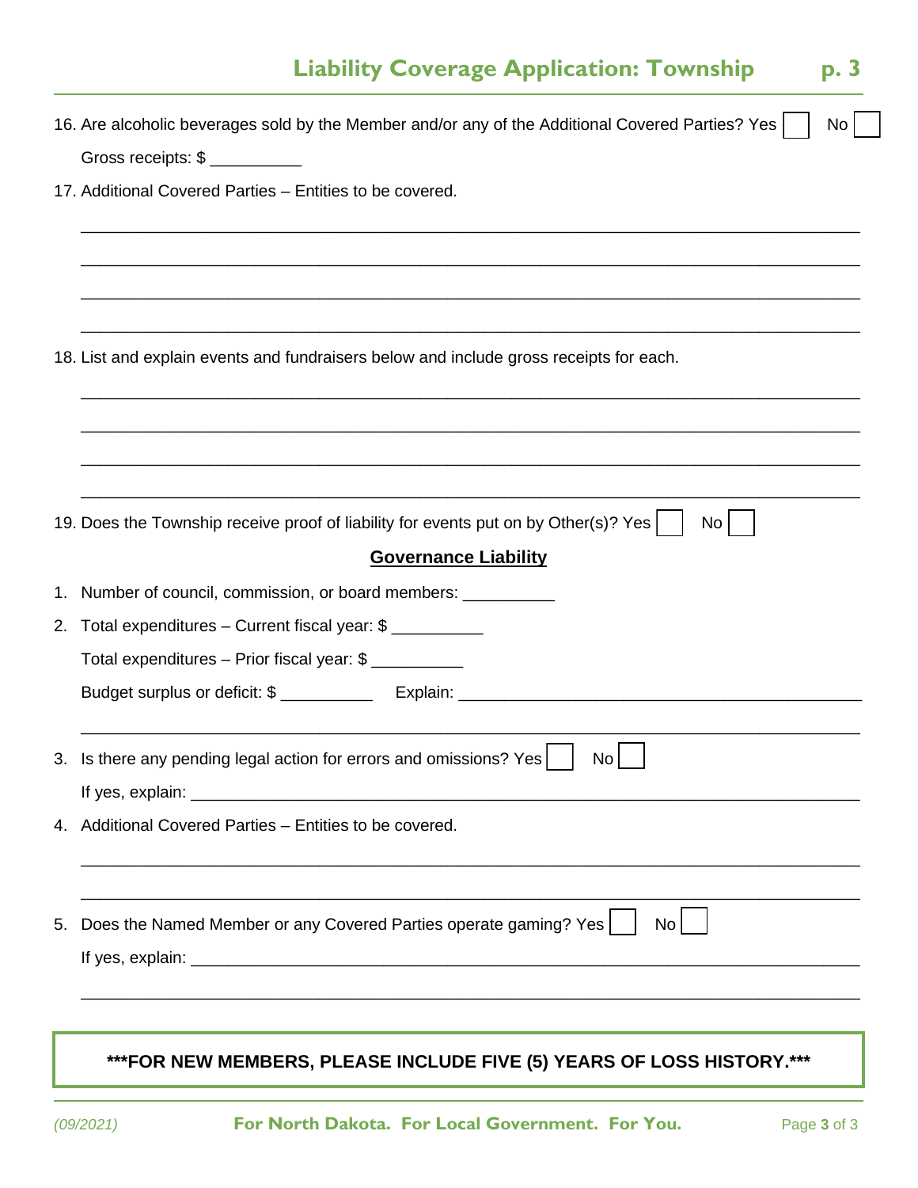16. Are alcoholic beverages sold by the Member and/or any of the Additional Covered Parties? Yes ☐ No ☐

    Gross receipts: $ __________

17. Additional Covered Parties – Entities to be covered.

    ______________________________________________________________________

    ______________________________________________________________________

    ______________________________________________________________________

    ______________________________________________________________________

18. List and explain events and fundraisers below and include gross receipts for each.

    ______________________________________________________________________

    ______________________________________________________________________

    ______________________________________________________________________

    ______________________________________________________________________

19. Does the Township receive proof of liability for events put on by Other(s)? Yes ☐ No ☐

## Governance Liability

1. Number of council, commission, or board members: __________
2. Total expenditures – Current fiscal year: $ __________

   Total expenditures – Prior fiscal year: $ __________

   Budget surplus or deficit: $ __________ Explain: ____________________________________________

   ______________________________________________________________________

3. Is there any pending legal action for errors and omissions? Yes ☐ No ☐

   If yes, explain: ______________________________________________________________

4. Additional Covered Parties – Entities to be covered.

   ______________________________________________________________________

   ______________________________________________________________________

5. Does the Named Member or any Covered Parties operate gaming? Yes ☐ No ☐

   If yes, explain: ______________________________________________________________

   ______________________________________________________________________

**\*\*\*FOR NEW MEMBERS, PLEASE INCLUDE FIVE (5) YEARS OF LOSS HISTORY.\*\*\***